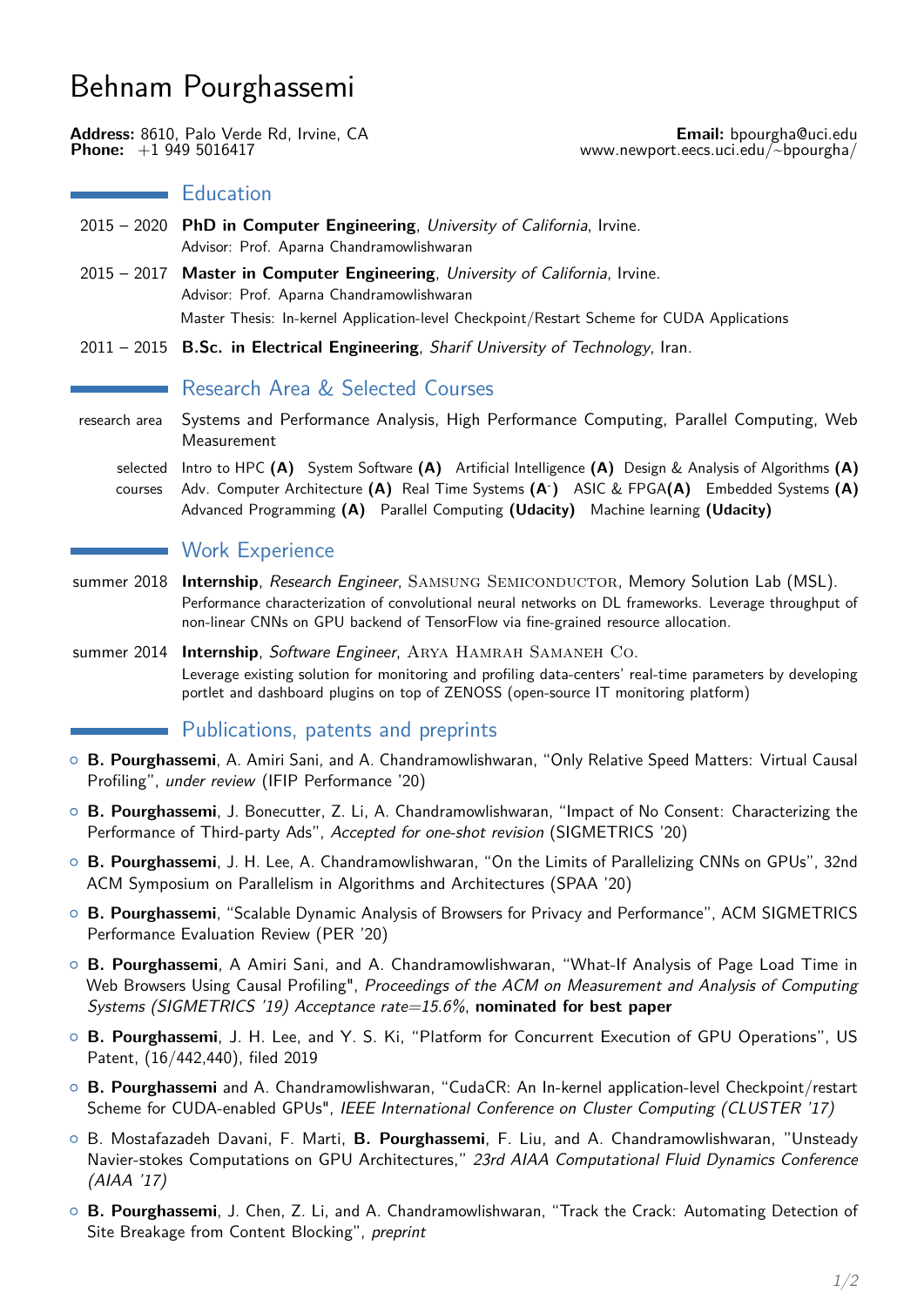# Behnam Pourghassemi

**Address:** 8610, Palo Verde Rd, Irvine, CA
**Phone:** +1 949 5016417

**Email:** bpourgha@uci.edu
www.newport.eecs.uci.edu/~bpourgha/

## Education

2015 – 2020 **PhD in Computer Engineering**, *University of California*, Irvine.
Advisor: Prof. Aparna Chandramowlishwaran

2015 – 2017 **Master in Computer Engineering**, *University of California*, Irvine.
Advisor: Prof. Aparna Chandramowlishwaran
Master Thesis: In-kernel Application-level Checkpoint/Restart Scheme for CUDA Applications

2011 – 2015 **B.Sc. in Electrical Engineering**, *Sharif University of Technology*, Iran.

## Research Area & Selected Courses

research area: Systems and Performance Analysis, High Performance Computing, Parallel Computing, Web Measurement

selected courses: Intro to HPC **(A)** System Software **(A)** Artificial Intelligence **(A)** Design & Analysis of Algorithms **(A)** Adv. Computer Architecture **(A)** Real Time Systems **(A-)** ASIC & FPGA**(A)** Embedded Systems **(A)** Advanced Programming **(A)** Parallel Computing **(Udacity)** Machine learning **(Udacity)**

## Work Experience

summer 2018 **Internship**, *Research Engineer*, Samsung Semiconductor, Memory Solution Lab (MSL).
Performance characterization of convolutional neural networks on DL frameworks. Leverage throughput of non-linear CNNs on GPU backend of TensorFlow via fine-grained resource allocation.

summer 2014 **Internship**, *Software Engineer*, Arya Hamrah Samaneh Co.
Leverage existing solution for monitoring and profiling data-centers' real-time parameters by developing portlet and dashboard plugins on top of ZENOSS (open-source IT monitoring platform)

## Publications, patents and preprints

- **B. Pourghassemi**, A. Amiri Sani, and A. Chandramowlishwaran, "Only Relative Speed Matters: Virtual Causal Profiling", *under review* (IFIP Performance '20)
- **B. Pourghassemi**, J. Bonecutter, Z. Li, A. Chandramowlishwaran, "Impact of No Consent: Characterizing the Performance of Third-party Ads", *Accepted for one-shot revision* (SIGMETRICS '20)
- **B. Pourghassemi**, J. H. Lee, A. Chandramowlishwaran, "On the Limits of Parallelizing CNNs on GPUs", 32nd ACM Symposium on Parallelism in Algorithms and Architectures (SPAA '20)
- **B. Pourghassemi**, "Scalable Dynamic Analysis of Browsers for Privacy and Performance", ACM SIGMETRICS Performance Evaluation Review (PER '20)
- **B. Pourghassemi**, A Amiri Sani, and A. Chandramowlishwaran, "What-If Analysis of Page Load Time in Web Browsers Using Causal Profiling", *Proceedings of the ACM on Measurement and Analysis of Computing Systems (SIGMETRICS '19) Acceptance rate=15.6%*, **nominated for best paper**
- **B. Pourghassemi**, J. H. Lee, and Y. S. Ki, "Platform for Concurrent Execution of GPU Operations", US Patent, (16/442,440), filed 2019
- **B. Pourghassemi** and A. Chandramowlishwaran, "CudaCR: An In-kernel application-level Checkpoint/restart Scheme for CUDA-enabled GPUs", *IEEE International Conference on Cluster Computing (CLUSTER '17)*
- B. Mostafazadeh Davani, F. Marti, **B. Pourghassemi**, F. Liu, and A. Chandramowlishwaran, "Unsteady Navier-stokes Computations on GPU Architectures," *23rd AIAA Computational Fluid Dynamics Conference (AIAA '17)*
- **B. Pourghassemi**, J. Chen, Z. Li, and A. Chandramowlishwaran, "Track the Crack: Automating Detection of Site Breakage from Content Blocking", *preprint*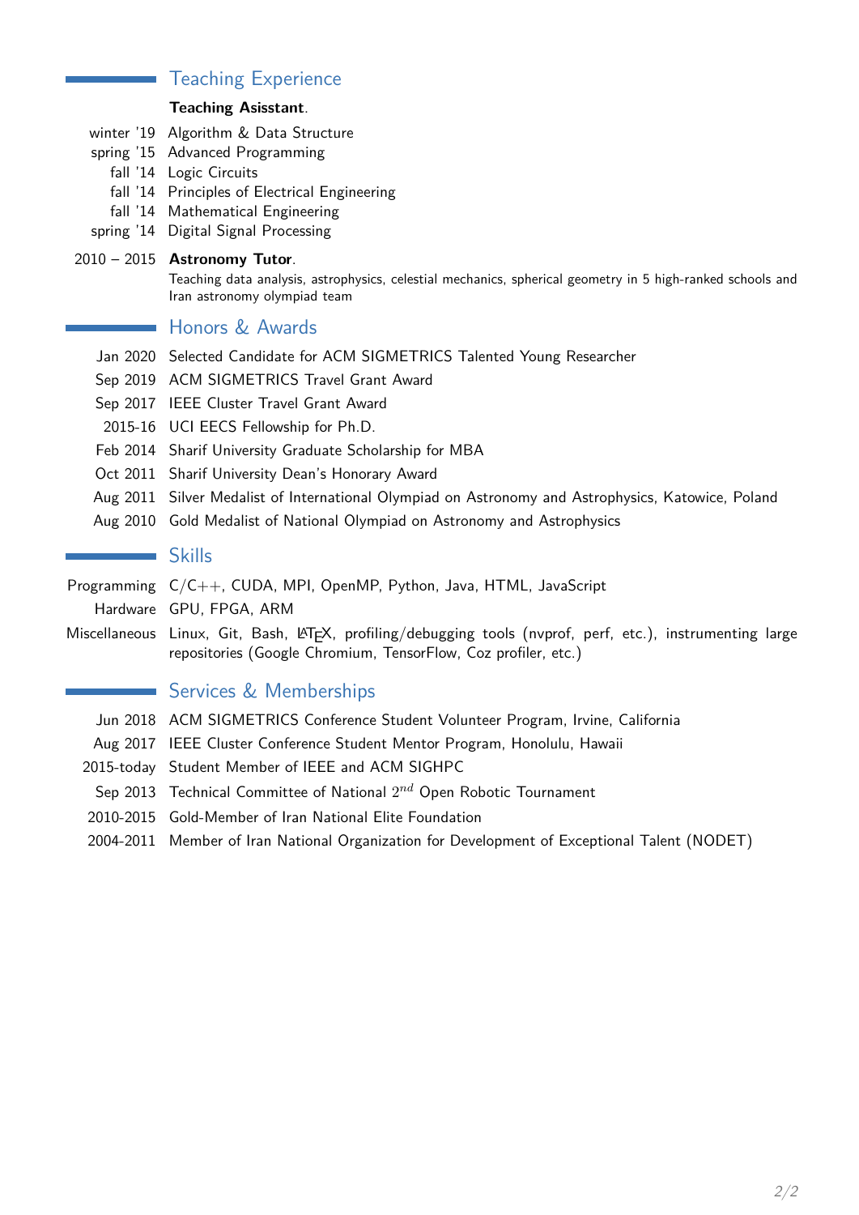## Teaching Experience

**Teaching Asisstant**.

- winter '19 Algorithm & Data Structure
- spring '15 Advanced Programming
- fall '14 Logic Circuits
- fall '14 Principles of Electrical Engineering
- fall '14 Mathematical Engineering
- spring '14 Digital Signal Processing

2010 – 2015 **Astronomy Tutor**.
Teaching data analysis, astrophysics, celestial mechanics, spherical geometry in 5 high-ranked schools and Iran astronomy olympiad team

## Honors & Awards

- Jan 2020 Selected Candidate for ACM SIGMETRICS Talented Young Researcher
- Sep 2019 ACM SIGMETRICS Travel Grant Award
- Sep 2017 IEEE Cluster Travel Grant Award
- 2015-16 UCI EECS Fellowship for Ph.D.
- Feb 2014 Sharif University Graduate Scholarship for MBA
- Oct 2011 Sharif University Dean's Honorary Award
- Aug 2011 Silver Medalist of International Olympiad on Astronomy and Astrophysics, Katowice, Poland
- Aug 2010 Gold Medalist of National Olympiad on Astronomy and Astrophysics

## Skills

- Programming C/C++, CUDA, MPI, OpenMP, Python, Java, HTML, JavaScript
- Hardware GPU, FPGA, ARM
- Miscellaneous Linux, Git, Bash, LaTeX, profiling/debugging tools (nvprof, perf, etc.), instrumenting large repositories (Google Chromium, TensorFlow, Coz profiler, etc.)

## Services & Memberships

- Jun 2018 ACM SIGMETRICS Conference Student Volunteer Program, Irvine, California
- Aug 2017 IEEE Cluster Conference Student Mentor Program, Honolulu, Hawaii
- 2015-today Student Member of IEEE and ACM SIGHPC
- Sep 2013 Technical Committee of National $2^{nd}$ Open Robotic Tournament
- 2010-2015 Gold-Member of Iran National Elite Foundation
- 2004-2011 Member of Iran National Organization for Development of Exceptional Talent (NODET)